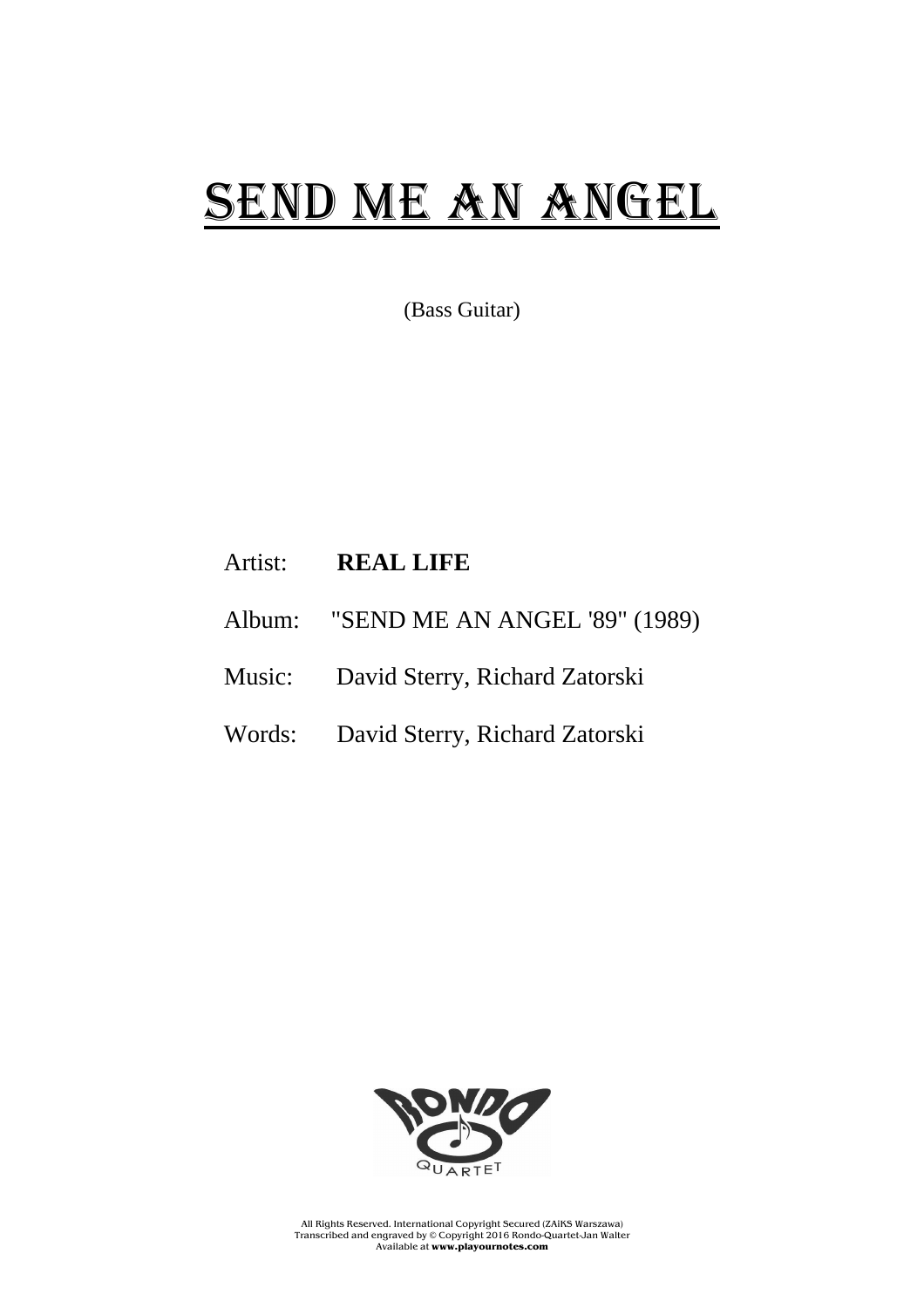# SEND ME AN ANGEL

(Bass Guitar)

Artist: **REAL LIFE**

Album: "SEND ME AN ANGEL '89" (1989)

Music: David Sterry, Richard Zatorski

Words: David Sterry, Richard Zatorski

All Rights Reserved. International Copyright Secured (ZAiKS Warszawa)
Transcribed and engraved by © Copyright 2016 Rondo-Quartet-Jan Walter
Available at **www.playournotes.com**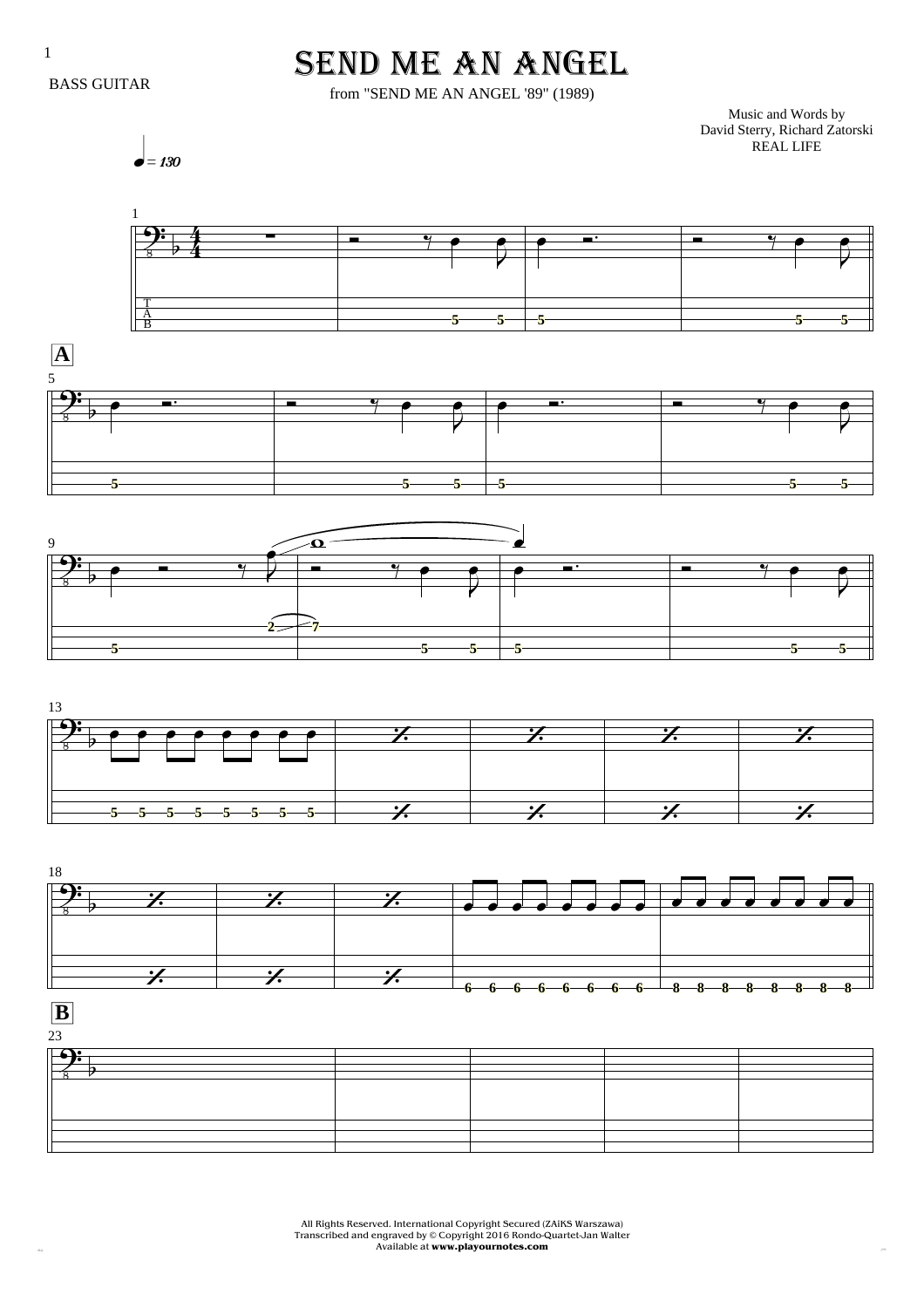# SEND ME AN ANGEL

from "SEND ME AN ANGEL '89" (1989)

BASS GUITAR

Music and Words by
David Sterry, Richard Zatorski
REAL LIFE

All Rights Reserved. International Copyright Secured (ZAiKS Warszawa)
Transcribed and engraved by © Copyright 2016 Rondo-Quartet-Jan Walter
Available at **www.playournotes.com**